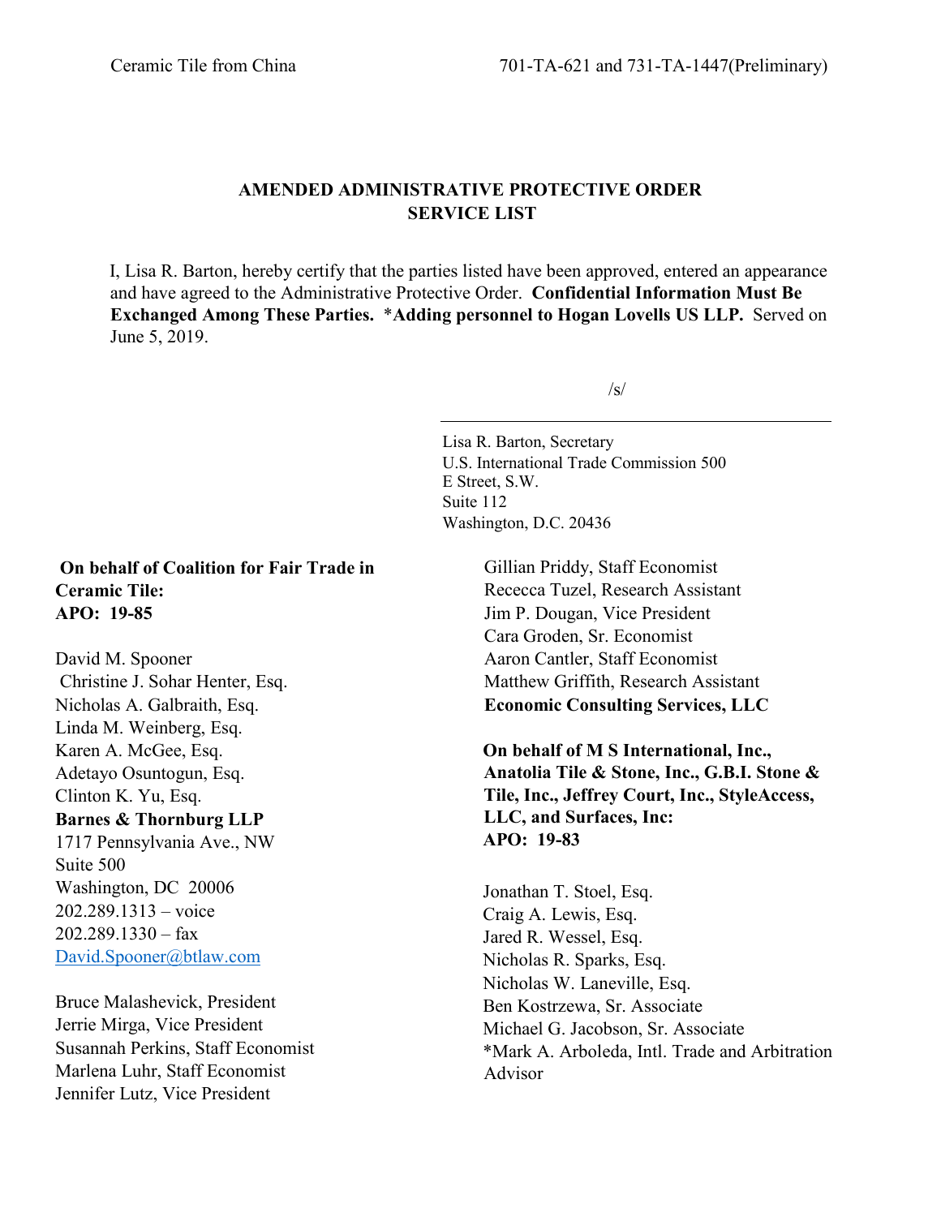Ceramic Tile from China 701-TA-621 and 731-TA-1447(Preliminary)

**AMENDED ADMINISTRATIVE PROTECTIVE ORDER SERVICE LIST**

I, Lisa R. Barton, hereby certify that the parties listed have been approved, entered an appearance and have agreed to the Administrative Protective Order. **Confidential Information Must Be Exchanged Among These Parties.** ***Adding personnel to Hogan Lovells US LLP.** Served on June 5, 2019.

/s/

Lisa R. Barton, Secretary
U.S. International Trade Commission 500
E Street, S.W.
Suite 112
Washington, D.C. 20436

**On behalf of Coalition for Fair Trade in Ceramic Tile:**
**APO: 19-85**

David M. Spooner
Christine J. Sohar Henter, Esq.
Nicholas A. Galbraith, Esq.
Linda M. Weinberg, Esq.
Karen A. McGee, Esq.
Adetayo Osuntogun, Esq.
Clinton K. Yu, Esq.
**Barnes & Thornburg LLP**
1717 Pennsylvania Ave., NW
Suite 500
Washington, DC 20006
202.289.1313 – voice
202.289.1330 – fax
David.Spooner@btlaw.com

Bruce Malashevick, President
Jerrie Mirga, Vice President
Susannah Perkins, Staff Economist
Marlena Luhr, Staff Economist
Jennifer Lutz, Vice President
Gillian Priddy, Staff Economist
Rececca Tuzel, Research Assistant
Jim P. Dougan, Vice President
Cara Groden, Sr. Economist
Aaron Cantler, Staff Economist
Matthew Griffith, Research Assistant
**Economic Consulting Services, LLC**

**On behalf of M S International, Inc., Anatolia Tile & Stone, Inc., G.B.I. Stone & Tile, Inc., Jeffrey Court, Inc., StyleAccess, LLC, and Surfaces, Inc:**
**APO: 19-83**

Jonathan T. Stoel, Esq.
Craig A. Lewis, Esq.
Jared R. Wessel, Esq.
Nicholas R. Sparks, Esq.
Nicholas W. Laneville, Esq.
Ben Kostrzewa, Sr. Associate
Michael G. Jacobson, Sr. Associate
*Mark A. Arboleda, Intl. Trade and Arbitration Advisor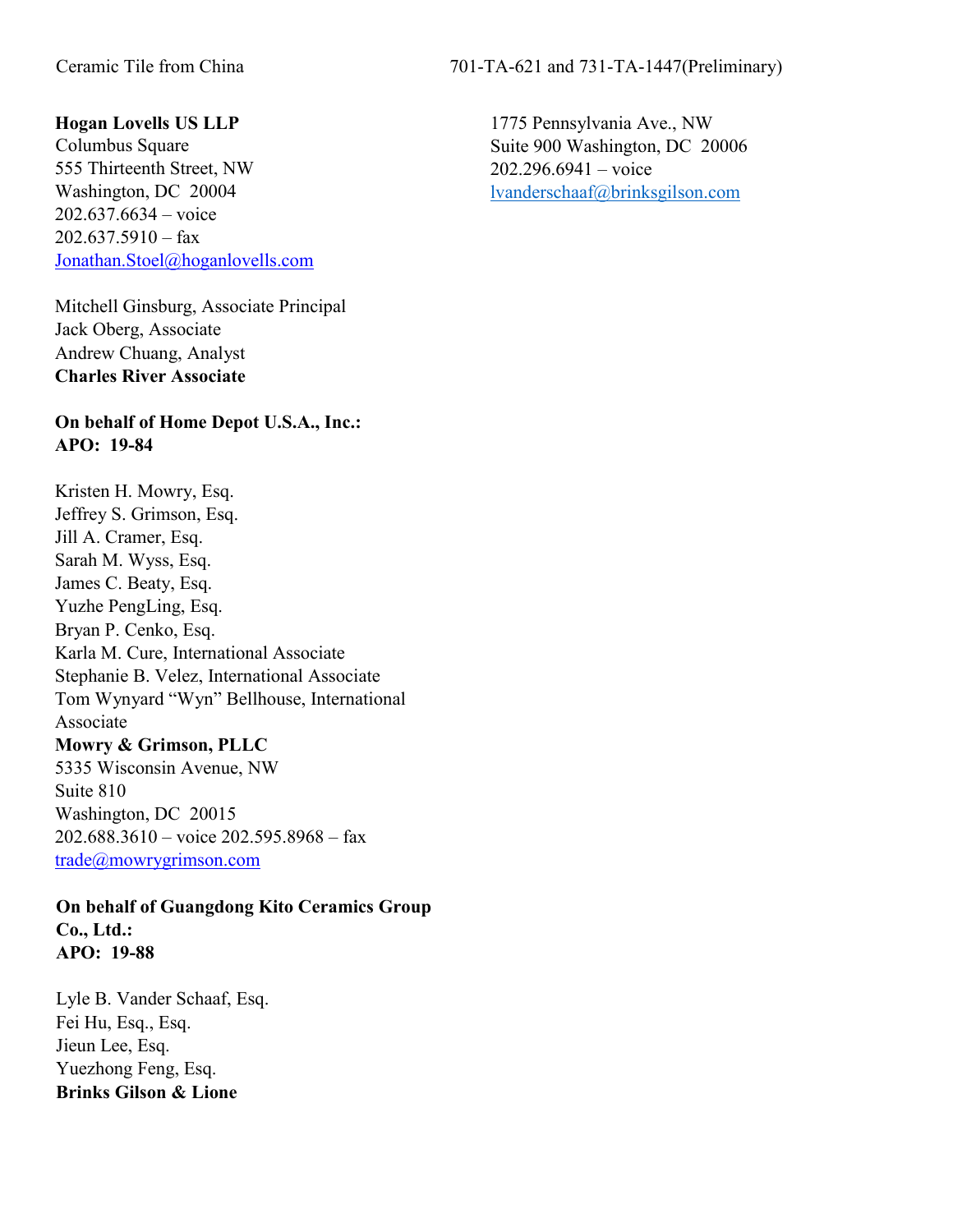**Hogan Lovells US LLP**
Columbus Square
555 Thirteenth Street, NW
Washington, DC 20004
202.637.6634 – voice
202.637.5910 – fax
Jonathan.Stoel@hoganlovells.com

Mitchell Ginsburg, Associate Principal
Jack Oberg, Associate
Andrew Chuang, Analyst
**Charles River Associate**

**On behalf of Home Depot U.S.A., Inc.:**
**APO: 19-84**

Kristen H. Mowry, Esq.
Jeffrey S. Grimson, Esq.
Jill A. Cramer, Esq.
Sarah M. Wyss, Esq.
James C. Beaty, Esq.
Yuzhe PengLing, Esq.
Bryan P. Cenko, Esq.
Karla M. Cure, International Associate
Stephanie B. Velez, International Associate
Tom Wynyard "Wyn" Bellhouse, International Associate
**Mowry & Grimson, PLLC**
5335 Wisconsin Avenue, NW
Suite 810
Washington, DC 20015
202.688.3610 – voice 202.595.8968 – fax
trade@mowrygrimson.com

**On behalf of Guangdong Kito Ceramics Group Co., Ltd.:**
**APO: 19-88**

Lyle B. Vander Schaaf, Esq.
Fei Hu, Esq., Esq.
Jieun Lee, Esq.
Yuezhong Feng, Esq.
**Brinks Gilson & Lione**
1775 Pennsylvania Ave., NW
Suite 900 Washington, DC 20006
202.296.6941 – voice
lvanderschaaf@brinksgilson.com